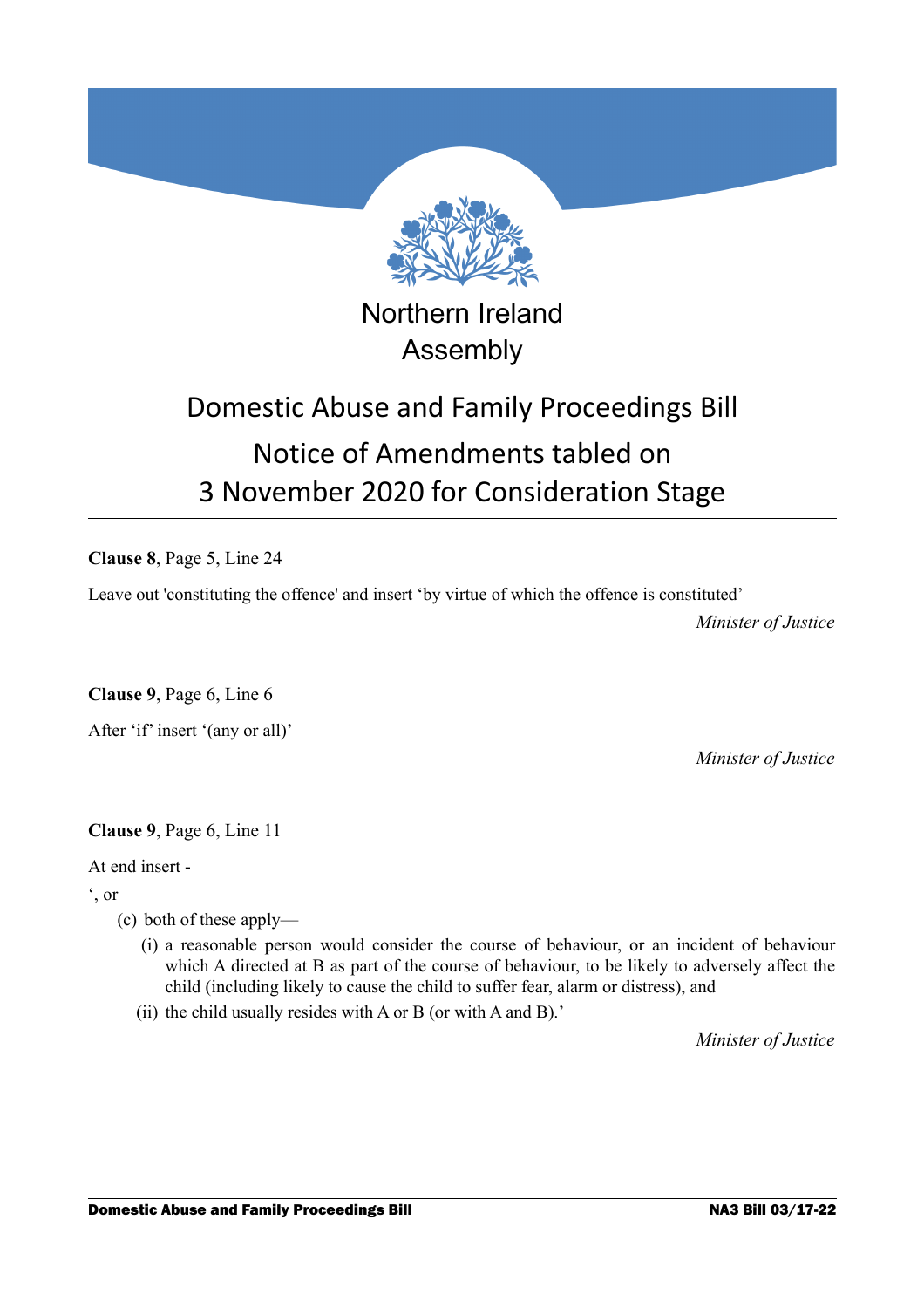Northern Ireland Assembly

# Domestic Abuse and Family Proceedings Bill

## Notice of Amendments tabled on 3 November 2020 for Consideration Stage

**Clause 8**, Page 5, Line 24

Leave out 'constituting the offence' and insert 'by virtue of which the offence is constituted'

*Minister of Justice*

**Clause 9**, Page 6, Line 6

After 'if' insert '(any or all)'

*Minister of Justice*

**Clause 9**, Page 6, Line 11

At end insert -

', or

(c) both of these apply—

(i) a reasonable person would consider the course of behaviour, or an incident of behaviour which A directed at B as part of the course of behaviour, to be likely to adversely affect the child (including likely to cause the child to suffer fear, alarm or distress), and

(ii) the child usually resides with A or B (or with A and B).'

*Minister of Justice*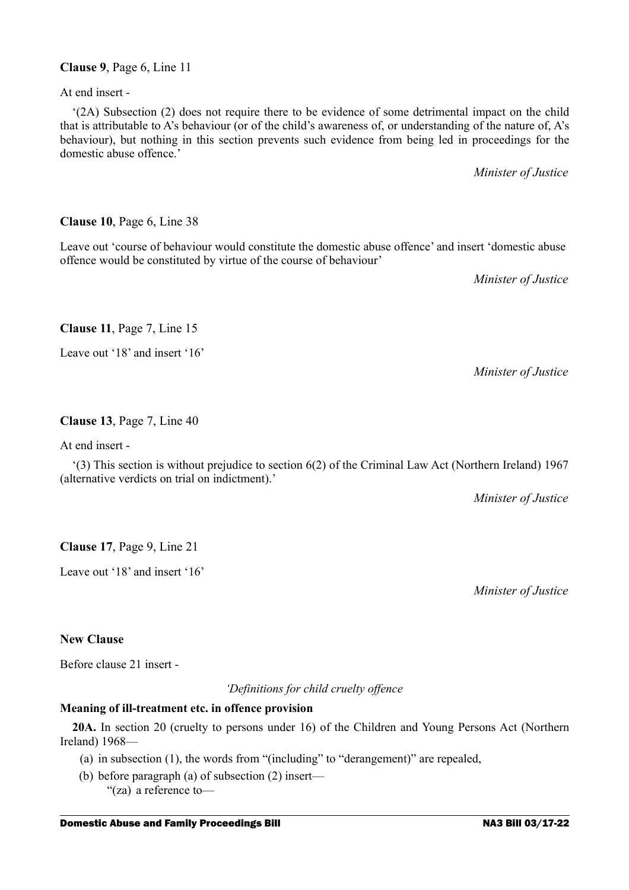**Clause 9**, Page 6, Line 11

At end insert -

'(2A) Subsection (2) does not require there to be evidence of some detrimental impact on the child that is attributable to A's behaviour (or of the child's awareness of, or understanding of the nature of, A's behaviour), but nothing in this section prevents such evidence from being led in proceedings for the domestic abuse offence.'

*Minister of Justice*

**Clause 10**, Page 6, Line 38

Leave out 'course of behaviour would constitute the domestic abuse offence' and insert 'domestic abuse offence would be constituted by virtue of the course of behaviour'

*Minister of Justice*

**Clause 11**, Page 7, Line 15

Leave out '18' and insert '16'

*Minister of Justice*

**Clause 13**, Page 7, Line 40

At end insert -

'(3) This section is without prejudice to section 6(2) of the Criminal Law Act (Northern Ireland) 1967 (alternative verdicts on trial on indictment).'

*Minister of Justice*

**Clause 17**, Page 9, Line 21

Leave out '18' and insert '16'

*Minister of Justice*

**New Clause**

Before clause 21 insert -

*'Definitions for child cruelty offence*

**Meaning of ill-treatment etc. in offence provision**

**20A.** In section 20 (cruelty to persons under 16) of the Children and Young Persons Act (Northern Ireland) 1968—

(a) in subsection (1), the words from "(including" to "derangement)" are repealed,

(b) before paragraph (a) of subsection (2) insert—

"(za) a reference to—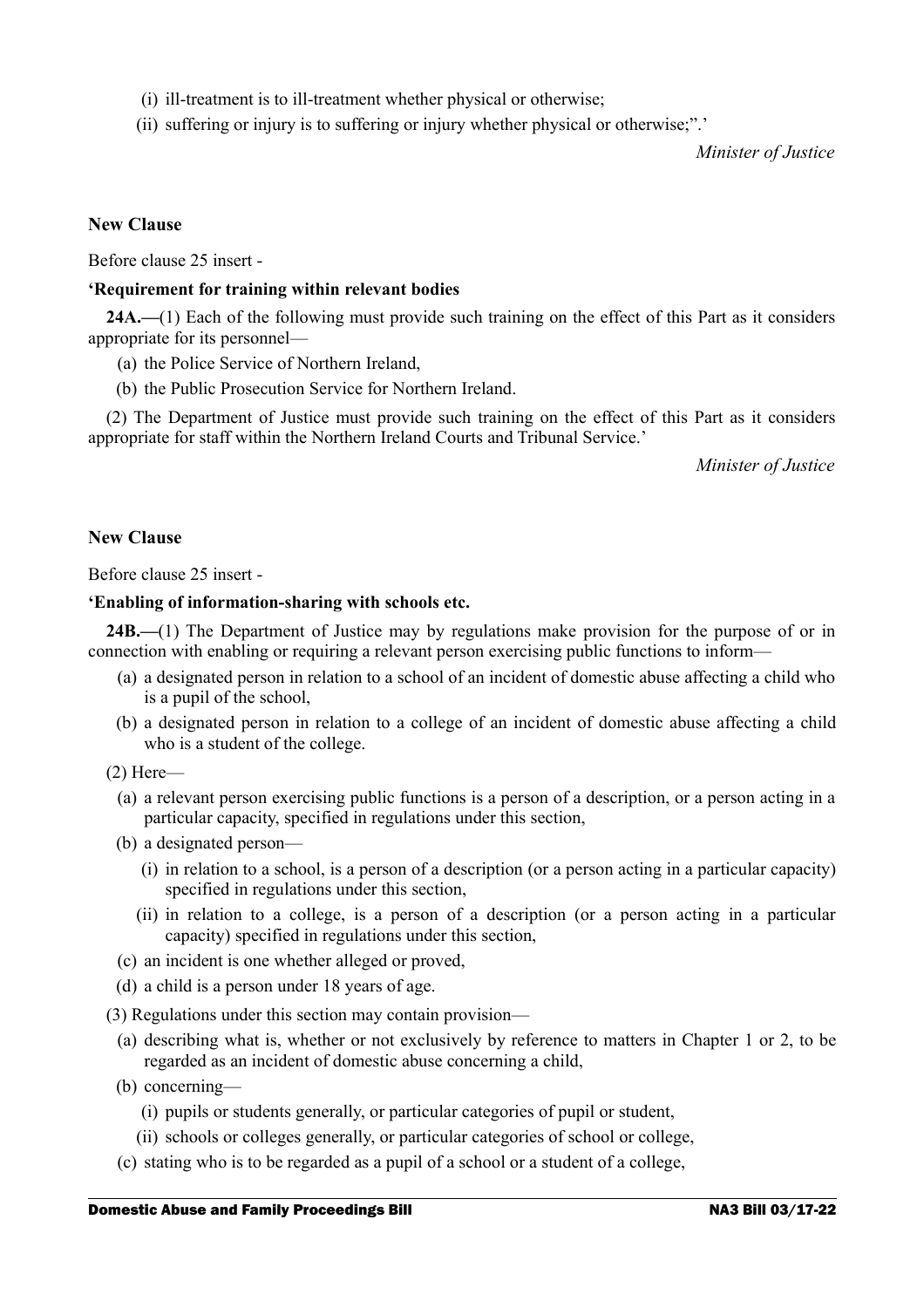(i) ill-treatment is to ill-treatment whether physical or otherwise;

(ii) suffering or injury is to suffering or injury whether physical or otherwise;".'

*Minister of Justice*

**New Clause**

Before clause 25 insert -

**'Requirement for training within relevant bodies**

**24A.—**(1) Each of the following must provide such training on the effect of this Part as it considers appropriate for its personnel—

(a) the Police Service of Northern Ireland,

(b) the Public Prosecution Service for Northern Ireland.

(2) The Department of Justice must provide such training on the effect of this Part as it considers appropriate for staff within the Northern Ireland Courts and Tribunal Service.'

*Minister of Justice*

**New Clause**

Before clause 25 insert -

**'Enabling of information-sharing with schools etc.**

**24B.—**(1) The Department of Justice may by regulations make provision for the purpose of or in connection with enabling or requiring a relevant person exercising public functions to inform—

(a) a designated person in relation to a school of an incident of domestic abuse affecting a child who is a pupil of the school,

(b) a designated person in relation to a college of an incident of domestic abuse affecting a child who is a student of the college.

(2) Here—

(a) a relevant person exercising public functions is a person of a description, or a person acting in a particular capacity, specified in regulations under this section,

(b) a designated person—

(i) in relation to a school, is a person of a description (or a person acting in a particular capacity) specified in regulations under this section,

(ii) in relation to a college, is a person of a description (or a person acting in a particular capacity) specified in regulations under this section,

(c) an incident is one whether alleged or proved,

(d) a child is a person under 18 years of age.

(3) Regulations under this section may contain provision—

(a) describing what is, whether or not exclusively by reference to matters in Chapter 1 or 2, to be regarded as an incident of domestic abuse concerning a child,

(b) concerning—

(i) pupils or students generally, or particular categories of pupil or student,

(ii) schools or colleges generally, or particular categories of school or college,

(c) stating who is to be regarded as a pupil of a school or a student of a college,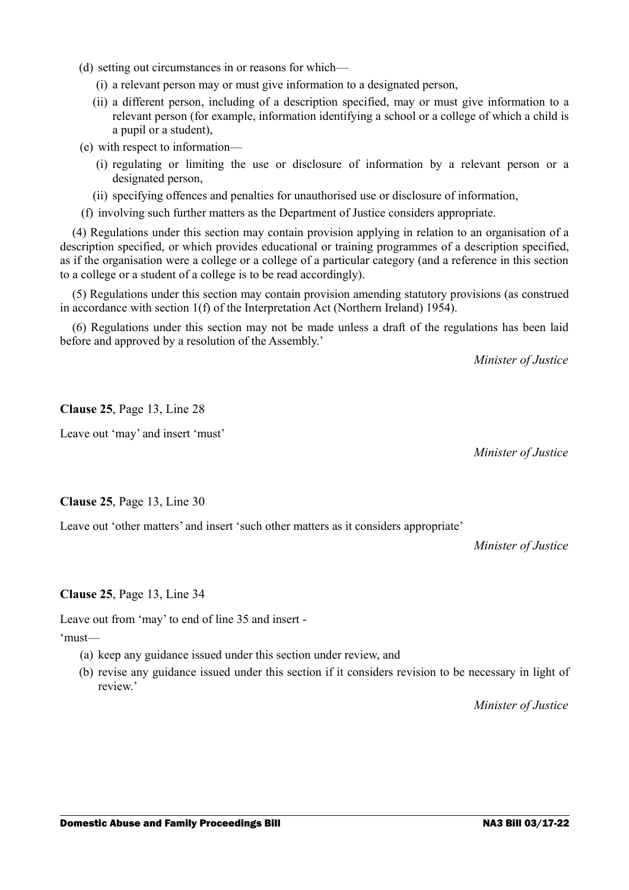(d) setting out circumstances in or reasons for which—

(i) a relevant person may or must give information to a designated person,

(ii) a different person, including of a description specified, may or must give information to a relevant person (for example, information identifying a school or a college of which a child is a pupil or a student),

(e) with respect to information—

(i) regulating or limiting the use or disclosure of information by a relevant person or a designated person,

(ii) specifying offences and penalties for unauthorised use or disclosure of information,

(f) involving such further matters as the Department of Justice considers appropriate.

(4) Regulations under this section may contain provision applying in relation to an organisation of a description specified, or which provides educational or training programmes of a description specified, as if the organisation were a college or a college of a particular category (and a reference in this section to a college or a student of a college is to be read accordingly).

(5) Regulations under this section may contain provision amending statutory provisions (as construed in accordance with section 1(f) of the Interpretation Act (Northern Ireland) 1954).

(6) Regulations under this section may not be made unless a draft of the regulations has been laid before and approved by a resolution of the Assembly.'

*Minister of Justice*

**Clause 25**, Page 13, Line 28

Leave out 'may' and insert 'must'

*Minister of Justice*

**Clause 25**, Page 13, Line 30

Leave out 'other matters' and insert 'such other matters as it considers appropriate'

*Minister of Justice*

**Clause 25**, Page 13, Line 34

Leave out from 'may' to end of line 35 and insert -

'must—

(a) keep any guidance issued under this section under review, and

(b) revise any guidance issued under this section if it considers revision to be necessary in light of review.'

*Minister of Justice*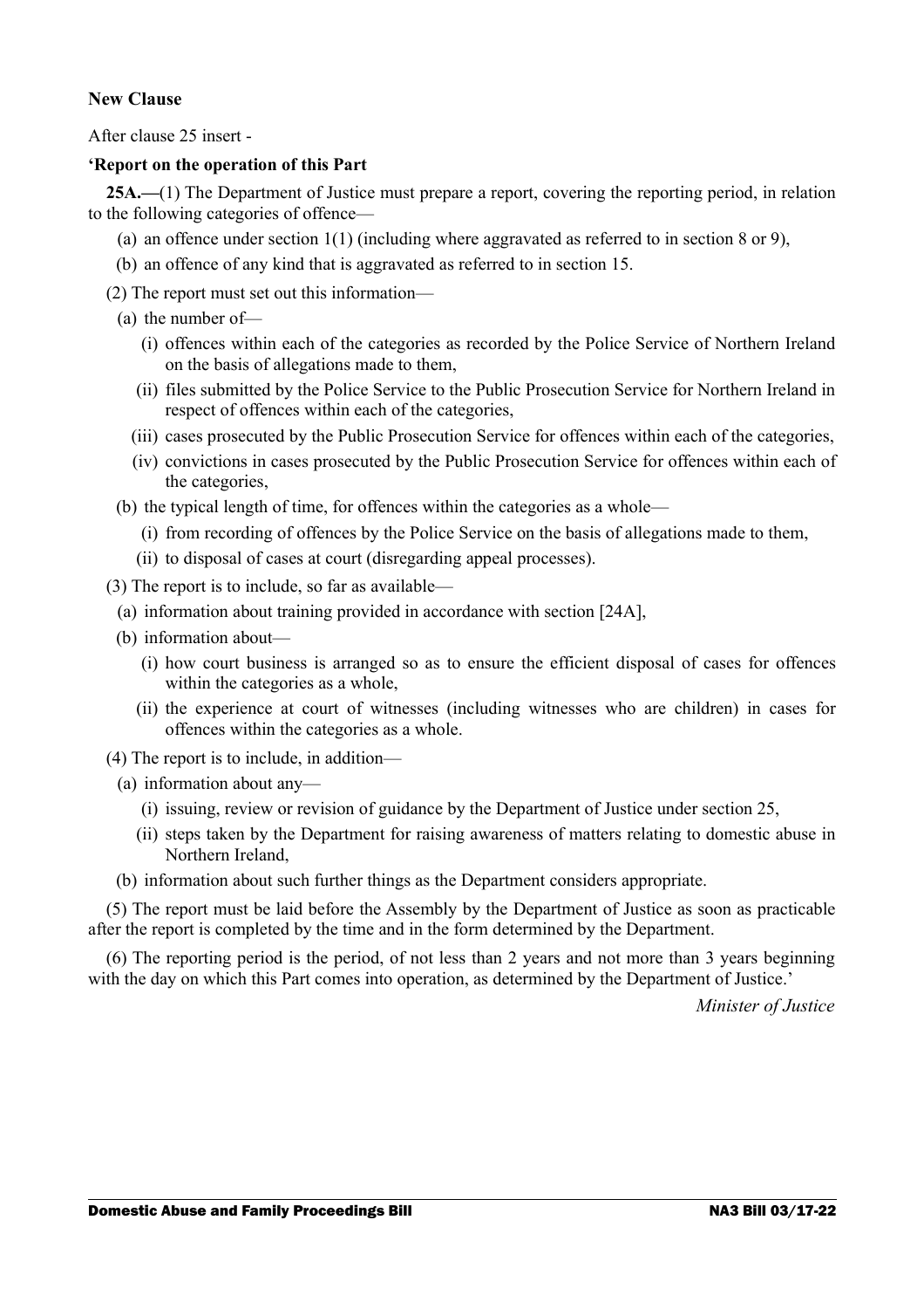**New Clause**

After clause 25 insert -

**'Report on the operation of this Part**

**25A.—**(1) The Department of Justice must prepare a report, covering the reporting period, in relation to the following categories of offence—

(a) an offence under section 1(1) (including where aggravated as referred to in section 8 or 9),

(b) an offence of any kind that is aggravated as referred to in section 15.

(2) The report must set out this information—

(a) the number of—

(i) offences within each of the categories as recorded by the Police Service of Northern Ireland on the basis of allegations made to them,

(ii) files submitted by the Police Service to the Public Prosecution Service for Northern Ireland in respect of offences within each of the categories,

(iii) cases prosecuted by the Public Prosecution Service for offences within each of the categories,

(iv) convictions in cases prosecuted by the Public Prosecution Service for offences within each of the categories,

(b) the typical length of time, for offences within the categories as a whole—

(i) from recording of offences by the Police Service on the basis of allegations made to them,

(ii) to disposal of cases at court (disregarding appeal processes).

(3) The report is to include, so far as available—

(a) information about training provided in accordance with section [24A],

(b) information about—

(i) how court business is arranged so as to ensure the efficient disposal of cases for offences within the categories as a whole,

(ii) the experience at court of witnesses (including witnesses who are children) in cases for offences within the categories as a whole.

(4) The report is to include, in addition—

(a) information about any—

(i) issuing, review or revision of guidance by the Department of Justice under section 25,

(ii) steps taken by the Department for raising awareness of matters relating to domestic abuse in Northern Ireland,

(b) information about such further things as the Department considers appropriate.

(5) The report must be laid before the Assembly by the Department of Justice as soon as practicable after the report is completed by the time and in the form determined by the Department.

(6) The reporting period is the period, of not less than 2 years and not more than 3 years beginning with the day on which this Part comes into operation, as determined by the Department of Justice.'

*Minister of Justice*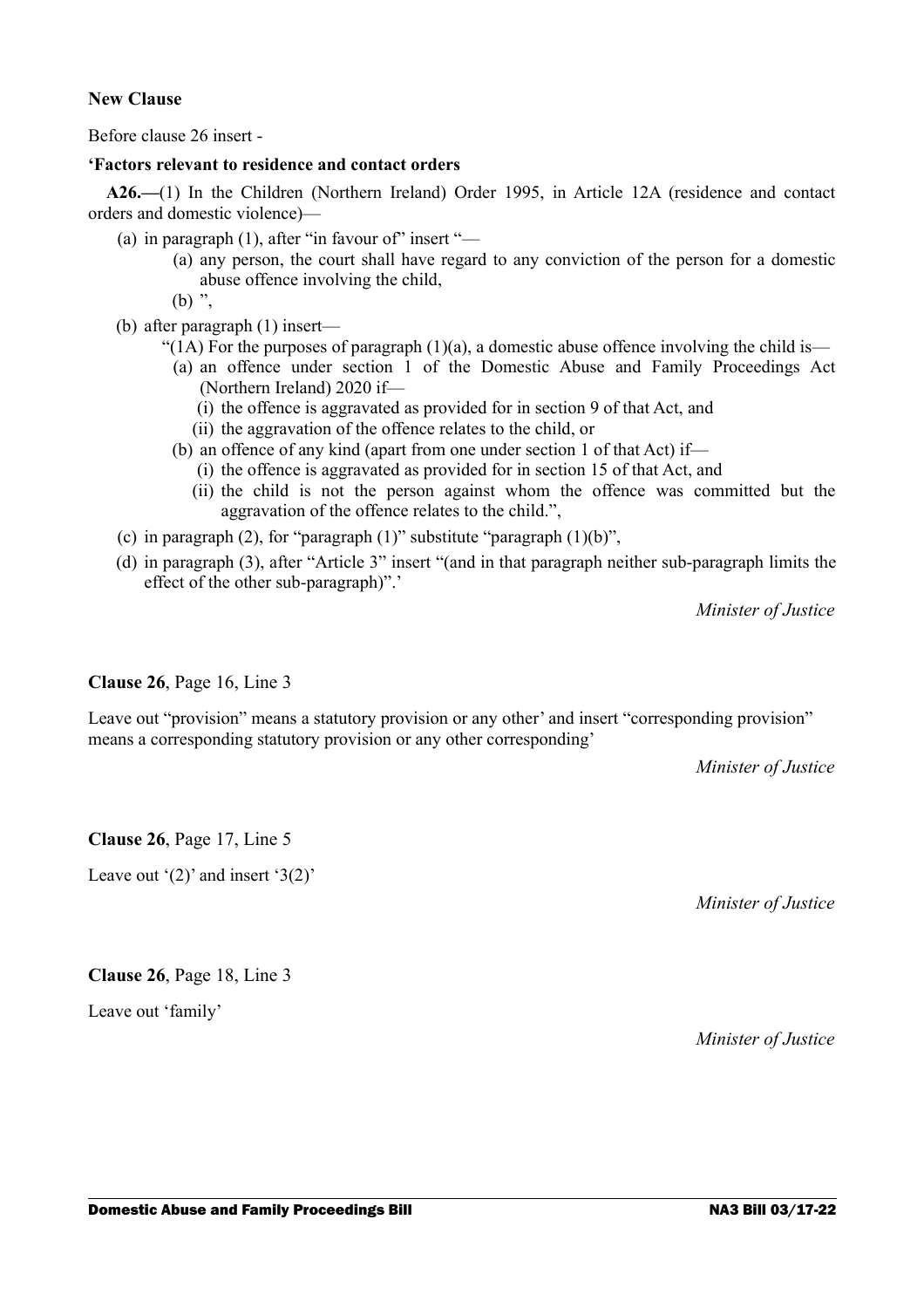**New Clause**

Before clause 26 insert -

**'Factors relevant to residence and contact orders**

**A26.—**(1) In the Children (Northern Ireland) Order 1995, in Article 12A (residence and contact orders and domestic violence)—

- (a) in paragraph (1), after "in favour of" insert "—
  - (a) any person, the court shall have regard to any conviction of the person for a domestic abuse offence involving the child,
  - (b) ",
- (b) after paragraph (1) insert—
  - "(1A) For the purposes of paragraph (1)(a), a domestic abuse offence involving the child is—
    - (a) an offence under section 1 of the Domestic Abuse and Family Proceedings Act (Northern Ireland) 2020 if—
      - (i) the offence is aggravated as provided for in section 9 of that Act, and
      - (ii) the aggravation of the offence relates to the child, or
    - (b) an offence of any kind (apart from one under section 1 of that Act) if—
      - (i) the offence is aggravated as provided for in section 15 of that Act, and
      - (ii) the child is not the person against whom the offence was committed but the aggravation of the offence relates to the child.",
- (c) in paragraph (2), for "paragraph (1)" substitute "paragraph (1)(b)",
- (d) in paragraph (3), after "Article 3" insert "(and in that paragraph neither sub-paragraph limits the effect of the other sub-paragraph)".'

*Minister of Justice*

**Clause 26**, Page 16, Line 3

Leave out "provision" means a statutory provision or any other' and insert "corresponding provision" means a corresponding statutory provision or any other corresponding'

*Minister of Justice*

**Clause 26**, Page 17, Line 5

Leave out '(2)' and insert '3(2)'

*Minister of Justice*

**Clause 26**, Page 18, Line 3

Leave out 'family'

*Minister of Justice*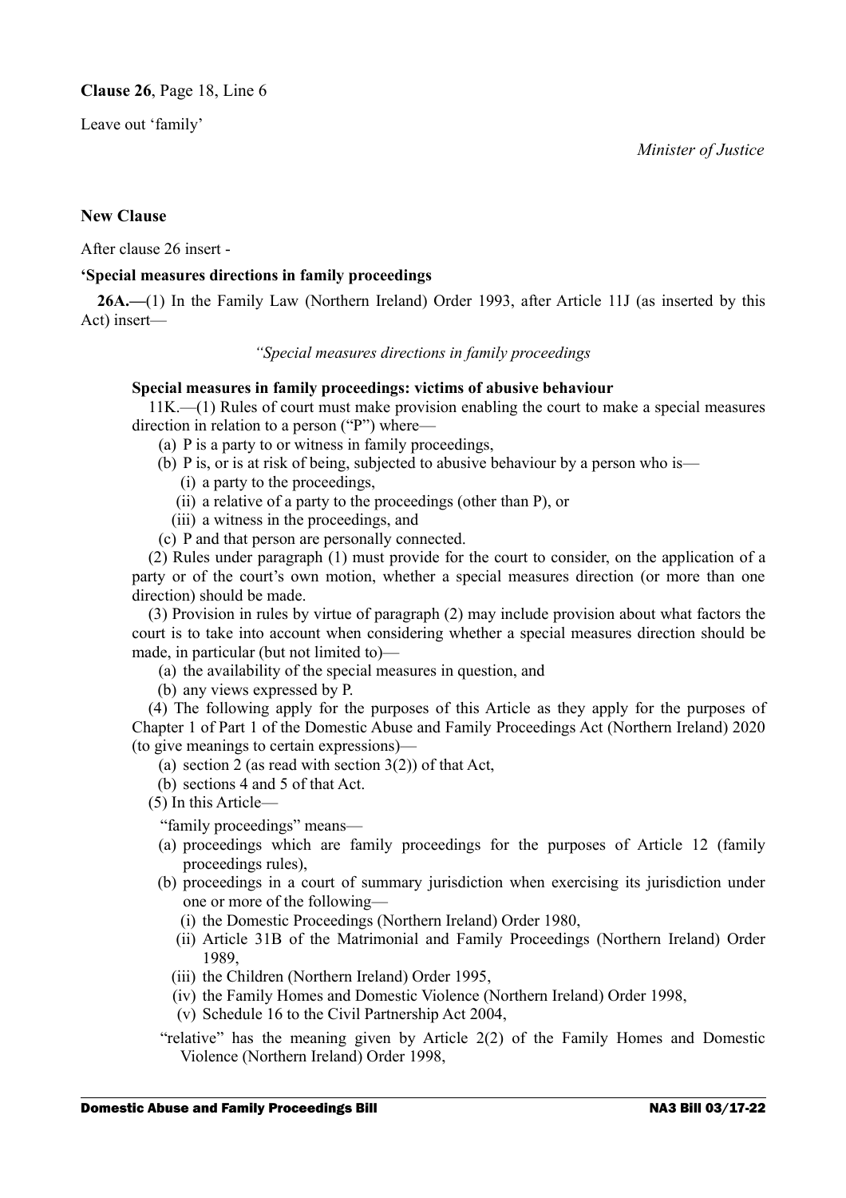**Clause 26**, Page 18, Line 6

Leave out 'family'

*Minister of Justice*

**New Clause**

After clause 26 insert -

**'Special measures directions in family proceedings**

**26A.—**(1) In the Family Law (Northern Ireland) Order 1993, after Article 11J (as inserted by this Act) insert—

*"Special measures directions in family proceedings*

**Special measures in family proceedings: victims of abusive behaviour**

11K.—(1) Rules of court must make provision enabling the court to make a special measures direction in relation to a person ("P") where—

(a) P is a party to or witness in family proceedings,

(b) P is, or is at risk of being, subjected to abusive behaviour by a person who is—

(i) a party to the proceedings,

(ii) a relative of a party to the proceedings (other than P), or

(iii) a witness in the proceedings, and

(c) P and that person are personally connected.

(2) Rules under paragraph (1) must provide for the court to consider, on the application of a party or of the court's own motion, whether a special measures direction (or more than one direction) should be made.

(3) Provision in rules by virtue of paragraph (2) may include provision about what factors the court is to take into account when considering whether a special measures direction should be made, in particular (but not limited to)—

(a) the availability of the special measures in question, and

(b) any views expressed by P.

(4) The following apply for the purposes of this Article as they apply for the purposes of Chapter 1 of Part 1 of the Domestic Abuse and Family Proceedings Act (Northern Ireland) 2020 (to give meanings to certain expressions)—

(a) section 2 (as read with section 3(2)) of that Act,

(b) sections 4 and 5 of that Act.

(5) In this Article—

"family proceedings" means—

(a) proceedings which are family proceedings for the purposes of Article 12 (family proceedings rules),

(b) proceedings in a court of summary jurisdiction when exercising its jurisdiction under one or more of the following—

(i) the Domestic Proceedings (Northern Ireland) Order 1980,

(ii) Article 31B of the Matrimonial and Family Proceedings (Northern Ireland) Order 1989,

(iii) the Children (Northern Ireland) Order 1995,

(iv) the Family Homes and Domestic Violence (Northern Ireland) Order 1998,

(v) Schedule 16 to the Civil Partnership Act 2004,

"relative" has the meaning given by Article 2(2) of the Family Homes and Domestic Violence (Northern Ireland) Order 1998,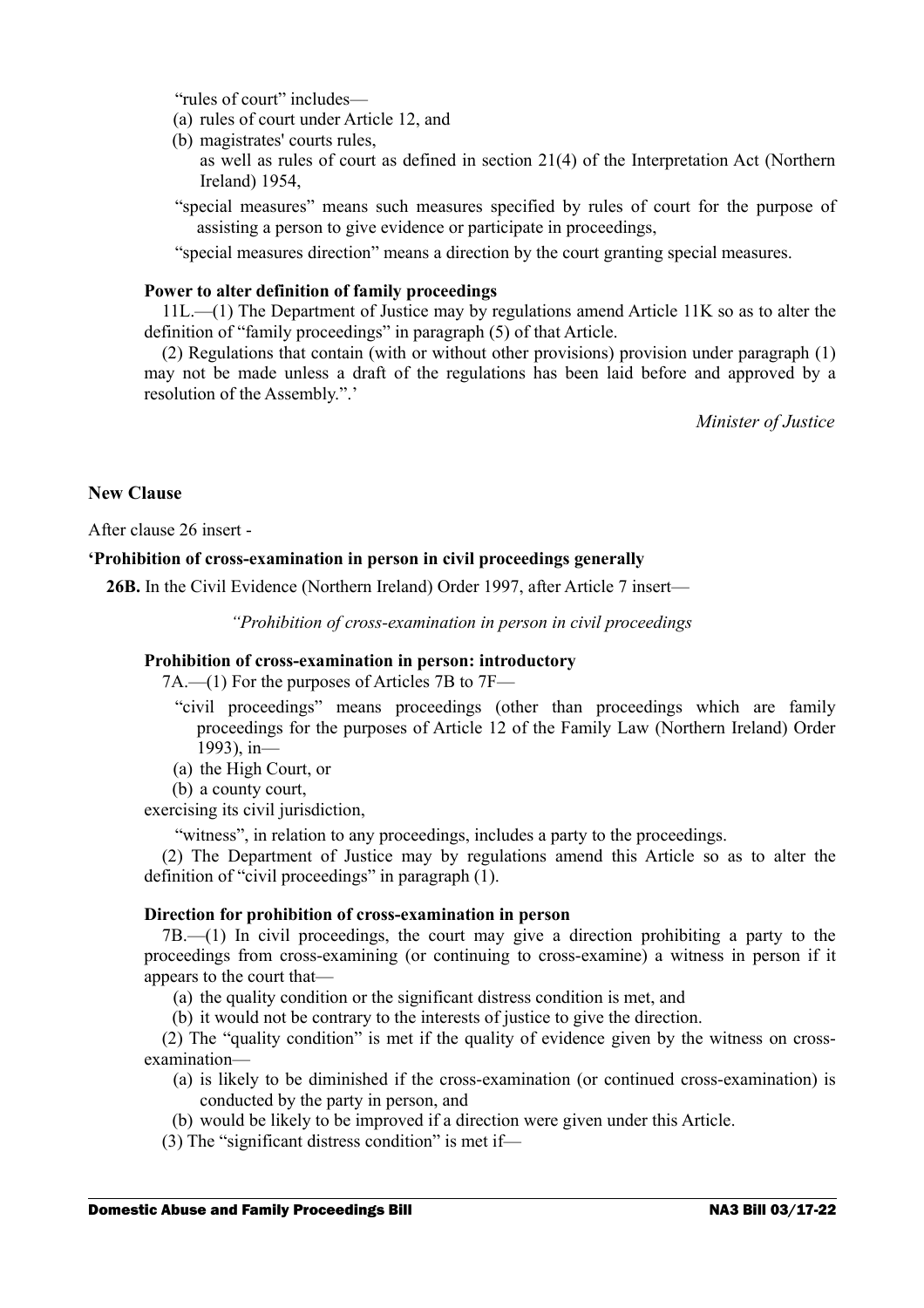"rules of court" includes—

(a) rules of court under Article 12, and

(b) magistrates' courts rules,

as well as rules of court as defined in section 21(4) of the Interpretation Act (Northern Ireland) 1954,

"special measures" means such measures specified by rules of court for the purpose of assisting a person to give evidence or participate in proceedings,

"special measures direction" means a direction by the court granting special measures.

**Power to alter definition of family proceedings**

11L.—(1) The Department of Justice may by regulations amend Article 11K so as to alter the definition of "family proceedings" in paragraph (5) of that Article.

(2) Regulations that contain (with or without other provisions) provision under paragraph (1) may not be made unless a draft of the regulations has been laid before and approved by a resolution of the Assembly.".'

*Minister of Justice*

**New Clause**

After clause 26 insert -

**'Prohibition of cross-examination in person in civil proceedings generally**

**26B.** In the Civil Evidence (Northern Ireland) Order 1997, after Article 7 insert—

*"Prohibition of cross-examination in person in civil proceedings*

**Prohibition of cross-examination in person: introductory**

7A.—(1) For the purposes of Articles 7B to 7F—

"civil proceedings" means proceedings (other than proceedings which are family proceedings for the purposes of Article 12 of the Family Law (Northern Ireland) Order 1993), in—

(a) the High Court, or

(b) a county court,

exercising its civil jurisdiction,

"witness", in relation to any proceedings, includes a party to the proceedings.

(2) The Department of Justice may by regulations amend this Article so as to alter the definition of "civil proceedings" in paragraph (1).

**Direction for prohibition of cross-examination in person**

7B.—(1) In civil proceedings, the court may give a direction prohibiting a party to the proceedings from cross-examining (or continuing to cross-examine) a witness in person if it appears to the court that—

(a) the quality condition or the significant distress condition is met, and

(b) it would not be contrary to the interests of justice to give the direction.

(2) The "quality condition" is met if the quality of evidence given by the witness on cross-examination—

(a) is likely to be diminished if the cross-examination (or continued cross-examination) is conducted by the party in person, and

(b) would be likely to be improved if a direction were given under this Article.

(3) The "significant distress condition" is met if—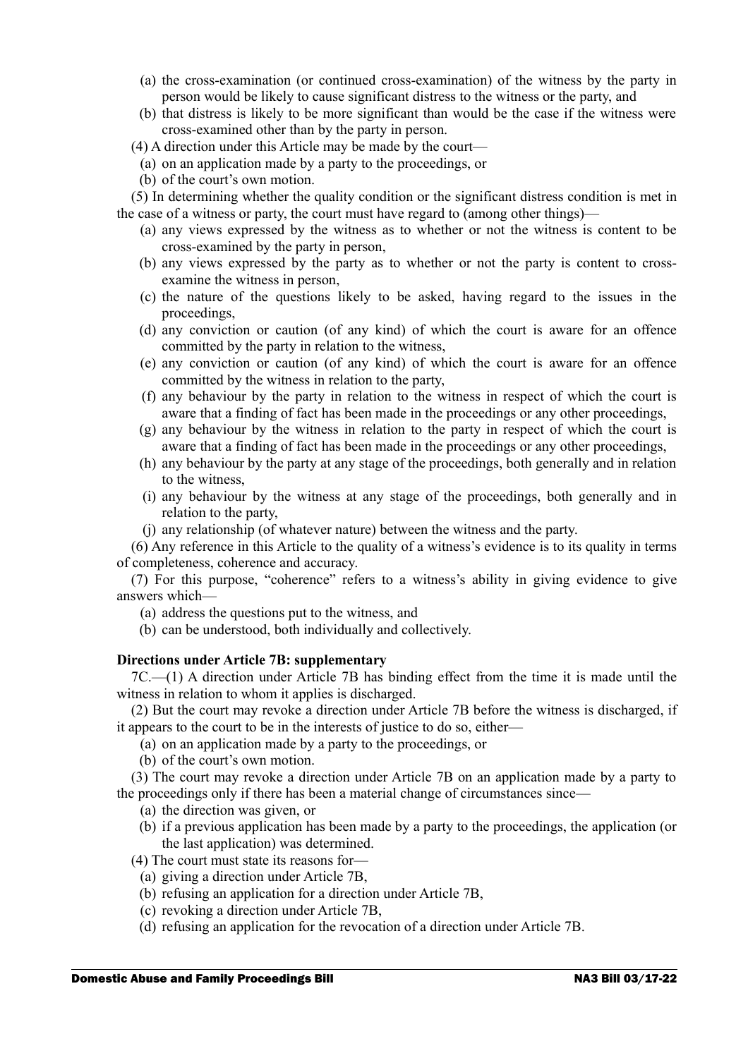(a) the cross-examination (or continued cross-examination) of the witness by the party in person would be likely to cause significant distress to the witness or the party, and

(b) that distress is likely to be more significant than would be the case if the witness were cross-examined other than by the party in person.

(4) A direction under this Article may be made by the court—

(a) on an application made by a party to the proceedings, or

(b) of the court's own motion.

(5) In determining whether the quality condition or the significant distress condition is met in the case of a witness or party, the court must have regard to (among other things)—

(a) any views expressed by the witness as to whether or not the witness is content to be cross-examined by the party in person,

(b) any views expressed by the party as to whether or not the party is content to cross-examine the witness in person,

(c) the nature of the questions likely to be asked, having regard to the issues in the proceedings,

(d) any conviction or caution (of any kind) of which the court is aware for an offence committed by the party in relation to the witness,

(e) any conviction or caution (of any kind) of which the court is aware for an offence committed by the witness in relation to the party,

(f) any behaviour by the party in relation to the witness in respect of which the court is aware that a finding of fact has been made in the proceedings or any other proceedings,

(g) any behaviour by the witness in relation to the party in respect of which the court is aware that a finding of fact has been made in the proceedings or any other proceedings,

(h) any behaviour by the party at any stage of the proceedings, both generally and in relation to the witness,

(i) any behaviour by the witness at any stage of the proceedings, both generally and in relation to the party,

(j) any relationship (of whatever nature) between the witness and the party.

(6) Any reference in this Article to the quality of a witness's evidence is to its quality in terms of completeness, coherence and accuracy.

(7) For this purpose, "coherence" refers to a witness's ability in giving evidence to give answers which—

(a) address the questions put to the witness, and

(b) can be understood, both individually and collectively.

**Directions under Article 7B: supplementary**

7C.—(1) A direction under Article 7B has binding effect from the time it is made until the witness in relation to whom it applies is discharged.

(2) But the court may revoke a direction under Article 7B before the witness is discharged, if it appears to the court to be in the interests of justice to do so, either—

(a) on an application made by a party to the proceedings, or

(b) of the court's own motion.

(3) The court may revoke a direction under Article 7B on an application made by a party to the proceedings only if there has been a material change of circumstances since—

(a) the direction was given, or

(b) if a previous application has been made by a party to the proceedings, the application (or the last application) was determined.

(4) The court must state its reasons for—

(a) giving a direction under Article 7B,

(b) refusing an application for a direction under Article 7B,

(c) revoking a direction under Article 7B,

(d) refusing an application for the revocation of a direction under Article 7B.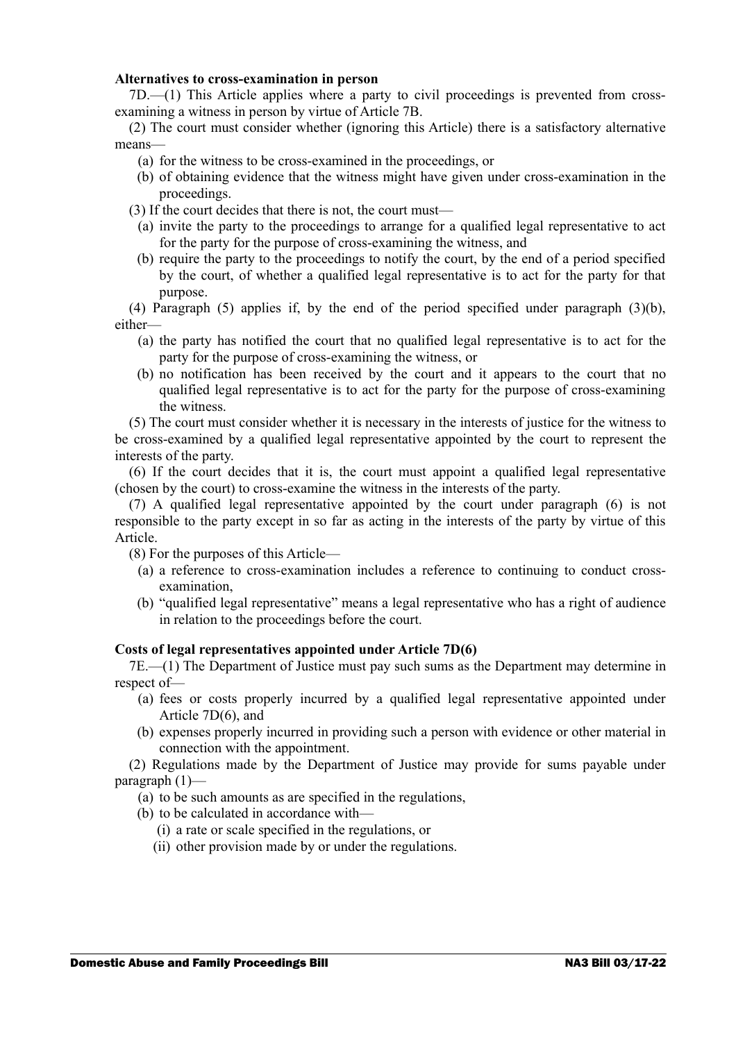**Alternatives to cross-examination in person**

7D.—(1) This Article applies where a party to civil proceedings is prevented from cross-examining a witness in person by virtue of Article 7B.

(2) The court must consider whether (ignoring this Article) there is a satisfactory alternative means—

(a) for the witness to be cross-examined in the proceedings, or

(b) of obtaining evidence that the witness might have given under cross-examination in the proceedings.

(3) If the court decides that there is not, the court must—

(a) invite the party to the proceedings to arrange for a qualified legal representative to act for the party for the purpose of cross-examining the witness, and

(b) require the party to the proceedings to notify the court, by the end of a period specified by the court, of whether a qualified legal representative is to act for the party for that purpose.

(4) Paragraph (5) applies if, by the end of the period specified under paragraph (3)(b), either—

(a) the party has notified the court that no qualified legal representative is to act for the party for the purpose of cross-examining the witness, or

(b) no notification has been received by the court and it appears to the court that no qualified legal representative is to act for the party for the purpose of cross-examining the witness.

(5) The court must consider whether it is necessary in the interests of justice for the witness to be cross-examined by a qualified legal representative appointed by the court to represent the interests of the party.

(6) If the court decides that it is, the court must appoint a qualified legal representative (chosen by the court) to cross-examine the witness in the interests of the party.

(7) A qualified legal representative appointed by the court under paragraph (6) is not responsible to the party except in so far as acting in the interests of the party by virtue of this Article.

(8) For the purposes of this Article—

(a) a reference to cross-examination includes a reference to continuing to conduct cross-examination,

(b) "qualified legal representative" means a legal representative who has a right of audience in relation to the proceedings before the court.

**Costs of legal representatives appointed under Article 7D(6)**

7E.—(1) The Department of Justice must pay such sums as the Department may determine in respect of—

(a) fees or costs properly incurred by a qualified legal representative appointed under Article 7D(6), and

(b) expenses properly incurred in providing such a person with evidence or other material in connection with the appointment.

(2) Regulations made by the Department of Justice may provide for sums payable under paragraph (1)—

(a) to be such amounts as are specified in the regulations,

(b) to be calculated in accordance with—

(i) a rate or scale specified in the regulations, or

(ii) other provision made by or under the regulations.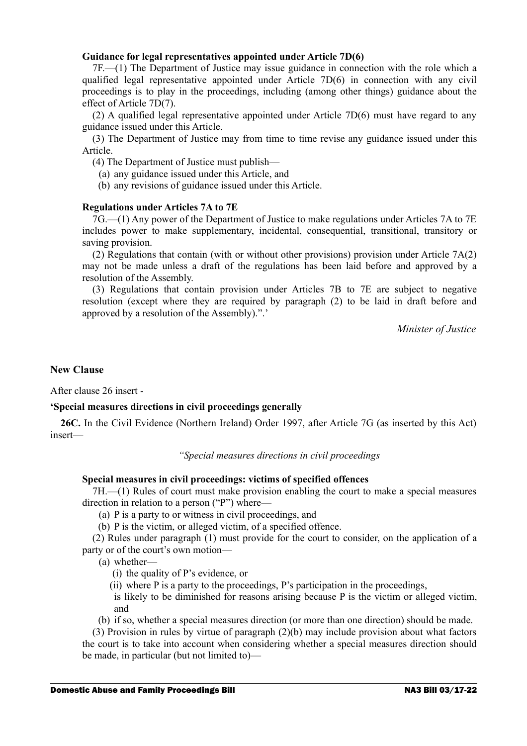**Guidance for legal representatives appointed under Article 7D(6)**

7F.—(1) The Department of Justice may issue guidance in connection with the role which a qualified legal representative appointed under Article 7D(6) in connection with any civil proceedings is to play in the proceedings, including (among other things) guidance about the effect of Article 7D(7).

(2) A qualified legal representative appointed under Article 7D(6) must have regard to any guidance issued under this Article.

(3) The Department of Justice may from time to time revise any guidance issued under this Article.

(4) The Department of Justice must publish—

(a) any guidance issued under this Article, and

(b) any revisions of guidance issued under this Article.

**Regulations under Articles 7A to 7E**

7G.—(1) Any power of the Department of Justice to make regulations under Articles 7A to 7E includes power to make supplementary, incidental, consequential, transitional, transitory or saving provision.

(2) Regulations that contain (with or without other provisions) provision under Article 7A(2) may not be made unless a draft of the regulations has been laid before and approved by a resolution of the Assembly.

(3) Regulations that contain provision under Articles 7B to 7E are subject to negative resolution (except where they are required by paragraph (2) to be laid in draft before and approved by a resolution of the Assembly).".'

*Minister of Justice*

**New Clause**

After clause 26 insert -

**'Special measures directions in civil proceedings generally**

**26C.** In the Civil Evidence (Northern Ireland) Order 1997, after Article 7G (as inserted by this Act) insert—

*"Special measures directions in civil proceedings*

**Special measures in civil proceedings: victims of specified offences**

7H.—(1) Rules of court must make provision enabling the court to make a special measures direction in relation to a person ("P") where—

(a) P is a party to or witness in civil proceedings, and

(b) P is the victim, or alleged victim, of a specified offence.

(2) Rules under paragraph (1) must provide for the court to consider, on the application of a party or of the court's own motion—

(a) whether—

(i) the quality of P's evidence, or

(ii) where P is a party to the proceedings, P's participation in the proceedings,

is likely to be diminished for reasons arising because P is the victim or alleged victim, and

(b) if so, whether a special measures direction (or more than one direction) should be made.

(3) Provision in rules by virtue of paragraph (2)(b) may include provision about what factors the court is to take into account when considering whether a special measures direction should be made, in particular (but not limited to)—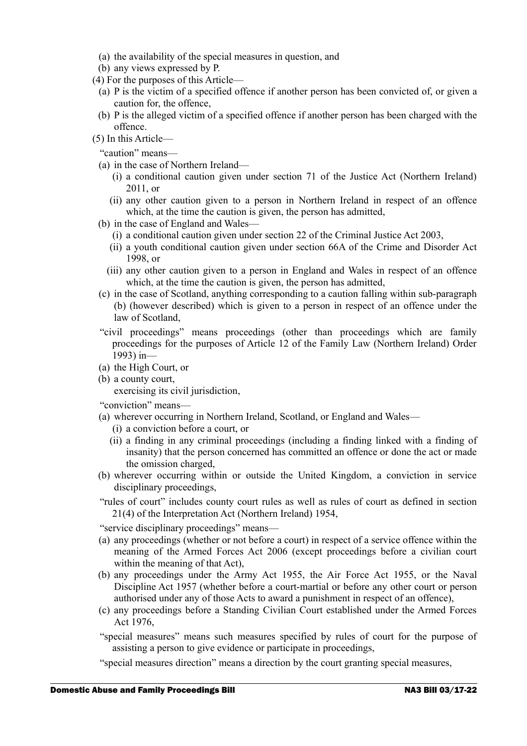(a) the availability of the special measures in question, and

(b) any views expressed by P.

(4) For the purposes of this Article—

(a) P is the victim of a specified offence if another person has been convicted of, or given a caution for, the offence,

(b) P is the alleged victim of a specified offence if another person has been charged with the offence.

(5) In this Article—

"caution" means—

(a) in the case of Northern Ireland—

(i) a conditional caution given under section 71 of the Justice Act (Northern Ireland) 2011, or

(ii) any other caution given to a person in Northern Ireland in respect of an offence which, at the time the caution is given, the person has admitted,

(b) in the case of England and Wales—

(i) a conditional caution given under section 22 of the Criminal Justice Act 2003,

(ii) a youth conditional caution given under section 66A of the Crime and Disorder Act 1998, or

(iii) any other caution given to a person in England and Wales in respect of an offence which, at the time the caution is given, the person has admitted,

(c) in the case of Scotland, anything corresponding to a caution falling within sub-paragraph (b) (however described) which is given to a person in respect of an offence under the law of Scotland,

"civil proceedings" means proceedings (other than proceedings which are family proceedings for the purposes of Article 12 of the Family Law (Northern Ireland) Order 1993) in—

(a) the High Court, or

(b) a county court,

exercising its civil jurisdiction,

"conviction" means—

(a) wherever occurring in Northern Ireland, Scotland, or England and Wales—

(i) a conviction before a court, or

(ii) a finding in any criminal proceedings (including a finding linked with a finding of insanity) that the person concerned has committed an offence or done the act or made the omission charged,

(b) wherever occurring within or outside the United Kingdom, a conviction in service disciplinary proceedings,

"rules of court" includes county court rules as well as rules of court as defined in section 21(4) of the Interpretation Act (Northern Ireland) 1954,

"service disciplinary proceedings" means—

(a) any proceedings (whether or not before a court) in respect of a service offence within the meaning of the Armed Forces Act 2006 (except proceedings before a civilian court within the meaning of that Act),

(b) any proceedings under the Army Act 1955, the Air Force Act 1955, or the Naval Discipline Act 1957 (whether before a court-martial or before any other court or person authorised under any of those Acts to award a punishment in respect of an offence),

(c) any proceedings before a Standing Civilian Court established under the Armed Forces Act 1976,

"special measures" means such measures specified by rules of court for the purpose of assisting a person to give evidence or participate in proceedings,

"special measures direction" means a direction by the court granting special measures,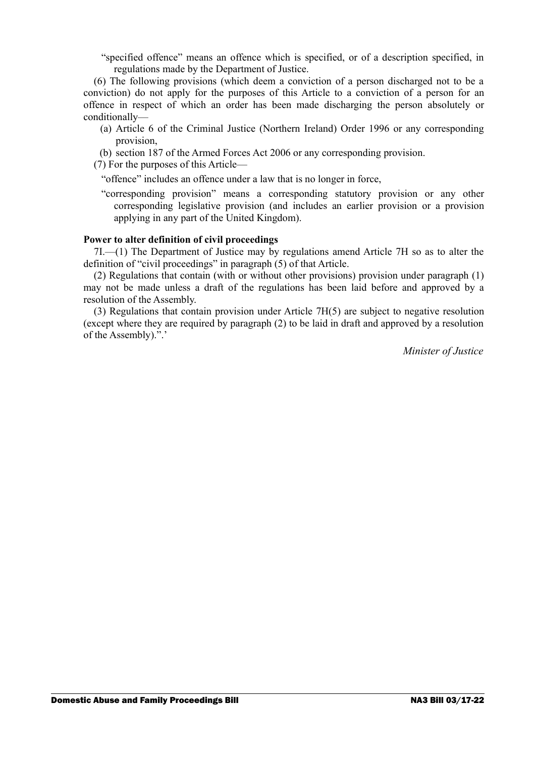"specified offence" means an offence which is specified, or of a description specified, in regulations made by the Department of Justice.

(6) The following provisions (which deem a conviction of a person discharged not to be a conviction) do not apply for the purposes of this Article to a conviction of a person for an offence in respect of which an order has been made discharging the person absolutely or conditionally—

(a) Article 6 of the Criminal Justice (Northern Ireland) Order 1996 or any corresponding provision,

(b) section 187 of the Armed Forces Act 2006 or any corresponding provision.

(7) For the purposes of this Article—

"offence" includes an offence under a law that is no longer in force,

"corresponding provision" means a corresponding statutory provision or any other corresponding legislative provision (and includes an earlier provision or a provision applying in any part of the United Kingdom).

**Power to alter definition of civil proceedings**

7I.—(1) The Department of Justice may by regulations amend Article 7H so as to alter the definition of "civil proceedings" in paragraph (5) of that Article.

(2) Regulations that contain (with or without other provisions) provision under paragraph (1) may not be made unless a draft of the regulations has been laid before and approved by a resolution of the Assembly.

(3) Regulations that contain provision under Article 7H(5) are subject to negative resolution (except where they are required by paragraph (2) to be laid in draft and approved by a resolution of the Assembly).".'

*Minister of Justice*